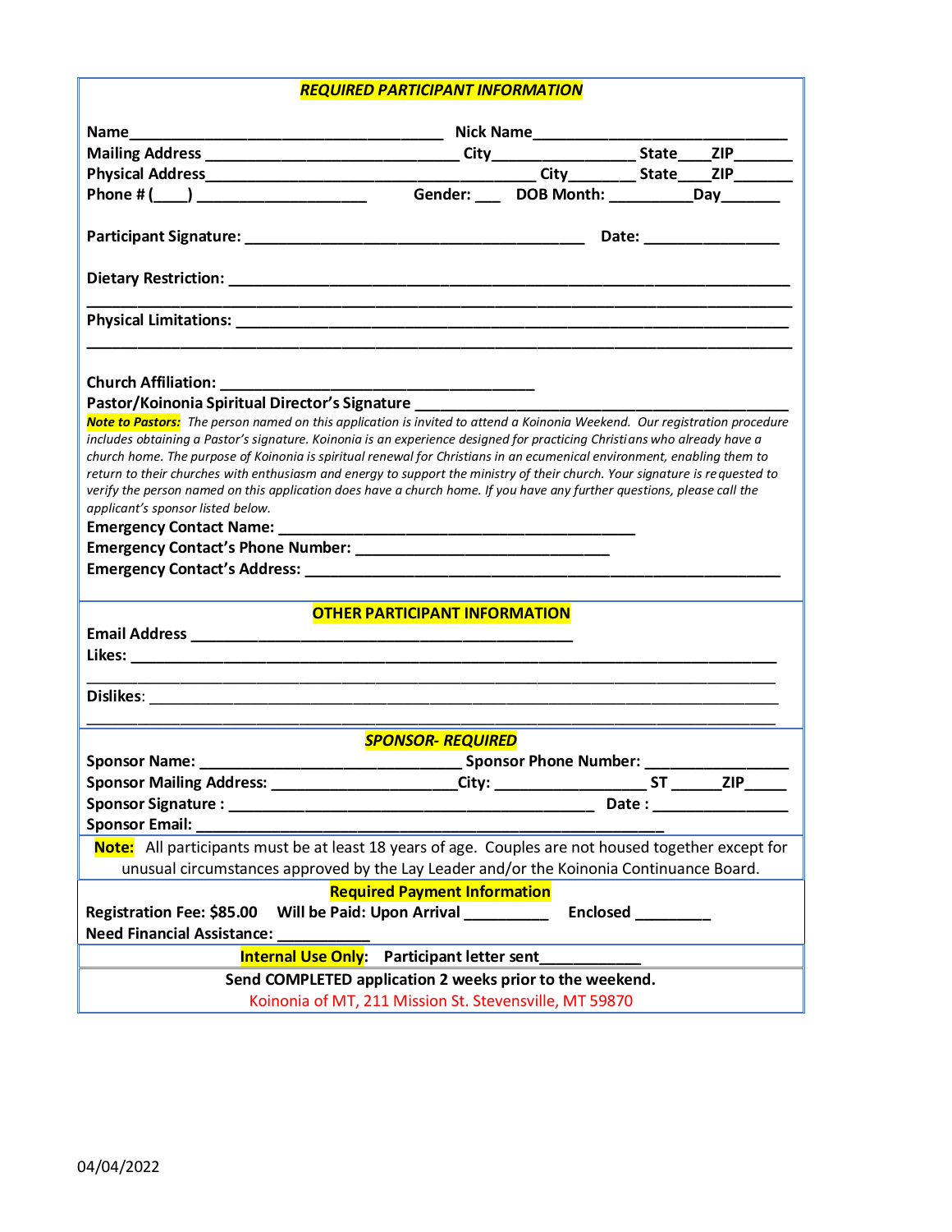## ***REQUIRED PARTICIPANT INFORMATION***

**Name**_______________________________________ **Nick Name**________________________________

**Mailing Address** ______________________________ **City**_________________ **State**____**ZIP**_______

**Physical Address**_______________________________________ **City**________ **State**____**ZIP**_______

**Phone # (____)** ____________________ **Gender:** ___ **DOB Month:** __________**Day**_______

**Participant Signature:** _________________________________________ **Date:** ________________

**Dietary Restriction:** ________________________________________________________________

________________________________________________________________________________

**Physical Limitations:** _______________________________________________________________

________________________________________________________________________________

**Church Affiliation:** ______________________________________

**Pastor/Koinonia Spiritual Director's Signature** _____________________________________________

***Note to Pastors:*** *The person named on this application is invited to attend a Koinonia Weekend. Our registration procedure includes obtaining a Pastor's signature. Koinonia is an experience designed for practicing Christians who already have a church home. The purpose of Koinonia is spiritual renewal for Christians in an ecumenical environment, enabling them to return to their churches with enthusiasm and energy to support the ministry of their church. Your signature is requested to verify the person named on this application does have a church home. If you have any further questions, please call the applicant's sponsor listed below.*

**Emergency Contact Name:** ___________________________________________

**Emergency Contact's Phone Number:** ______________________________

**Emergency Contact's Address:** __________________________________________________________

## **OTHER PARTICIPANT INFORMATION**

**Email Address** ______________________________________________

**Likes:** ______________________________________________________________________________

________________________________________________________________________________

**Dislikes**: ____________________________________________________________________________

________________________________________________________________________________

## ***SPONSOR- REQUIRED***

**Sponsor Name:** _______________________________ **Sponsor Phone Number:** _________________

**Sponsor Mailing Address:** ______________________**City:** __________________ **ST** ______**ZIP**_____

**Sponsor Signature :** ____________________________________________ **Date :** ________________

**Sponsor Email:** _______________________________________________________

**Note:** All participants must be at least 18 years of age. Couples are not housed together except for unusual circumstances approved by the Lay Leader and/or the Koinonia Continuance Board.

## **Required Payment Information**

**Registration Fee: $85.00** **Will be Paid: Upon Arrival** __________ **Enclosed** _________

**Need Financial Assistance:** ___________

**Internal Use Only**: **Participant letter sent**____________

**Send COMPLETED application 2 weeks prior to the weekend.**

Koinonia of MT, 211 Mission St. Stevensville, MT 59870

04/04/2022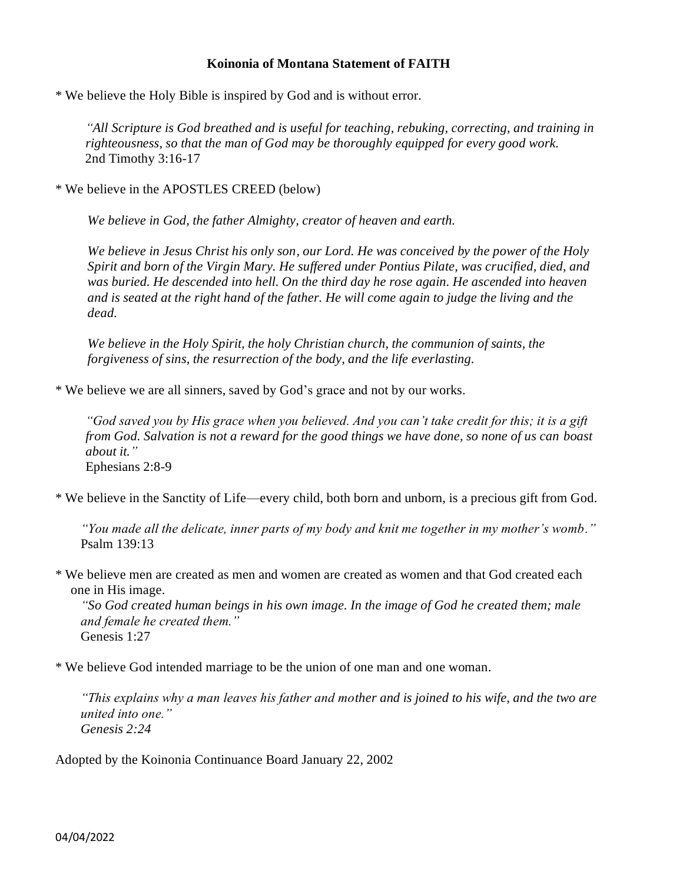**Koinonia of Montana Statement of FAITH**

* We believe the Holy Bible is inspired by God and is without error.

> *"All Scripture is God breathed and is useful for teaching, rebuking, correcting, and training in righteousness, so that the man of God may be thoroughly equipped for every good work.*
> 2nd Timothy 3:16-17

* We believe in the APOSTLES CREED (below)

> *We believe in God, the father Almighty, creator of heaven and earth.*
>
> *We believe in Jesus Christ his only son, our Lord. He was conceived by the power of the Holy Spirit and born of the Virgin Mary. He suffered under Pontius Pilate, was crucified, died, and was buried. He descended into hell. On the third day he rose again. He ascended into heaven and is seated at the right hand of the father. He will come again to judge the living and the dead.*
>
> *We believe in the Holy Spirit, the holy Christian church, the communion of saints, the forgiveness of sins, the resurrection of the body, and the life everlasting.*

* We believe we are all sinners, saved by God's grace and not by our works.

> *"God saved you by His grace when you believed. And you can't take credit for this; it is a gift from God. Salvation is not a reward for the good things we have done, so none of us can boast about it."*
> Ephesians 2:8-9

* We believe in the Sanctity of Life—every child, both born and unborn, is a precious gift from God.

> *"You made all the delicate, inner parts of my body and knit me together in my mother's womb."*
> Psalm 139:13

* We believe men are created as men and women are created as women and that God created each one in His image.

> *"So God created human beings in his own image. In the image of God he created them; male and female he created them."*
> Genesis 1:27

* We believe God intended marriage to be the union of one man and one woman.

> *"This explains why a man leaves his father and mother and is joined to his wife, and the two are united into one."*
> *Genesis 2:24*

Adopted by the Koinonia Continuance Board January 22, 2002

04/04/2022